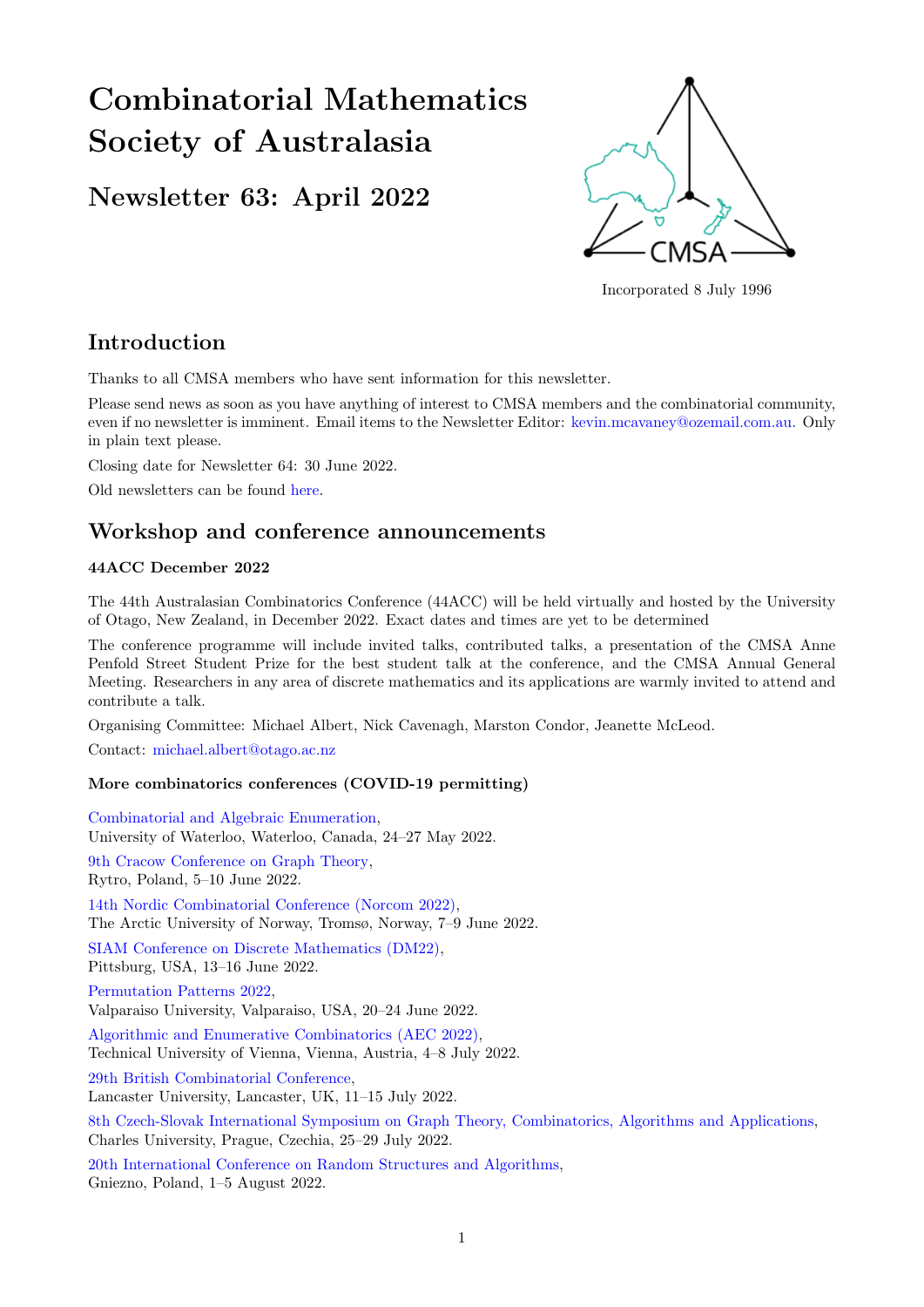# Combinatorial Mathematics Society of Australasia

## Newsletter 63: April 2022

Incorporated 8 July 1996

## Introduction

Thanks to all CMSA members who have sent information for this newsletter.

Please send news as soon as you have anything of interest to CMSA members and the combinatorial community, even if no newsletter is imminent. Email items to the Newsletter Editor: kevin.mcavaney@ozemail.com.au. Only in plain text please.

Closing date for Newsletter 64: 30 June 2022.

Old newsletters can be found here.

## Workshop and conference announcements

### 44ACC December 2022

The 44th Australasian Combinatorics Conference (44ACC) will be held virtually and hosted by the University of Otago, New Zealand, in December 2022. Exact dates and times are yet to be determined

The conference programme will include invited talks, contributed talks, a presentation of the CMSA Anne Penfold Street Student Prize for the best student talk at the conference, and the CMSA Annual General Meeting. Researchers in any area of discrete mathematics and its applications are warmly invited to attend and contribute a talk.

Organising Committee: Michael Albert, Nick Cavenagh, Marston Condor, Jeanette McLeod.

Contact: michael.albert@otago.ac.nz

### More combinatorics conferences (COVID-19 permitting)

Combinatorial and Algebraic Enumeration,
University of Waterloo, Waterloo, Canada, 24–27 May 2022.

9th Cracow Conference on Graph Theory,
Rytro, Poland, 5–10 June 2022.

14th Nordic Combinatorial Conference (Norcom 2022),
The Arctic University of Norway, Tromsø, Norway, 7–9 June 2022.

SIAM Conference on Discrete Mathematics (DM22),
Pittsburg, USA, 13–16 June 2022.

Permutation Patterns 2022,
Valparaiso University, Valparaiso, USA, 20–24 June 2022.

Algorithmic and Enumerative Combinatorics (AEC 2022),
Technical University of Vienna, Vienna, Austria, 4–8 July 2022.

29th British Combinatorial Conference,
Lancaster University, Lancaster, UK, 11–15 July 2022.

8th Czech-Slovak International Symposium on Graph Theory, Combinatorics, Algorithms and Applications,
Charles University, Prague, Czechia, 25–29 July 2022.

20th International Conference on Random Structures and Algorithms,
Gniezno, Poland, 1–5 August 2022.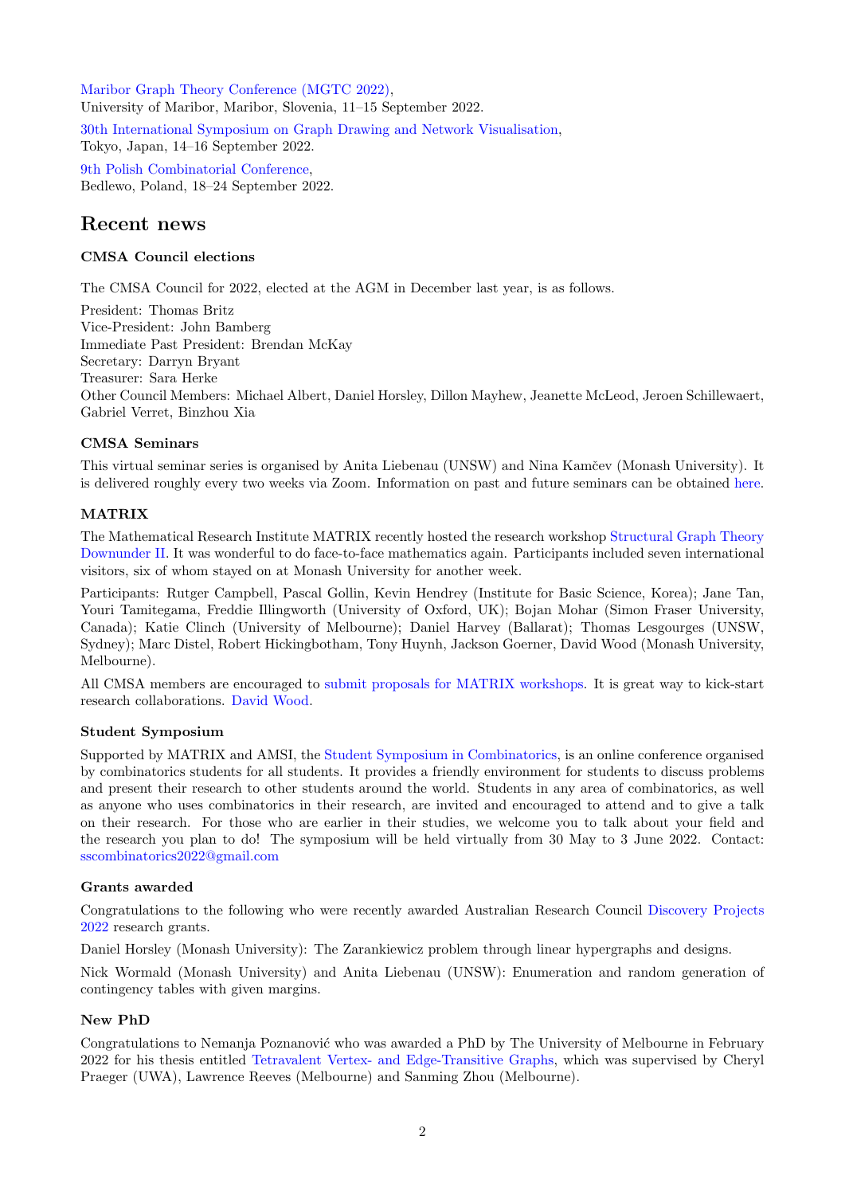Maribor Graph Theory Conference (MGTC 2022),
University of Maribor, Maribor, Slovenia, 11–15 September 2022.

30th International Symposium on Graph Drawing and Network Visualisation,
Tokyo, Japan, 14–16 September 2022.

9th Polish Combinatorial Conference,
Bedlewo, Poland, 18–24 September 2022.

## Recent news

### CMSA Council elections

The CMSA Council for 2022, elected at the AGM in December last year, is as follows.

President: Thomas Britz
Vice-President: John Bamberg
Immediate Past President: Brendan McKay
Secretary: Darryn Bryant
Treasurer: Sara Herke
Other Council Members: Michael Albert, Daniel Horsley, Dillon Mayhew, Jeanette McLeod, Jeroen Schillewaert, Gabriel Verret, Binzhou Xia

### CMSA Seminars

This virtual seminar series is organised by Anita Liebenau (UNSW) and Nina Kamčev (Monash University). It is delivered roughly every two weeks via Zoom. Information on past and future seminars can be obtained here.

### MATRIX

The Mathematical Research Institute MATRIX recently hosted the research workshop Structural Graph Theory Downunder II. It was wonderful to do face-to-face mathematics again. Participants included seven international visitors, six of whom stayed on at Monash University for another week.

Participants: Rutger Campbell, Pascal Gollin, Kevin Hendrey (Institute for Basic Science, Korea); Jane Tan, Youri Tamitegama, Freddie Illingworth (University of Oxford, UK); Bojan Mohar (Simon Fraser University, Canada); Katie Clinch (University of Melbourne); Daniel Harvey (Ballarat); Thomas Lesgourges (UNSW, Sydney); Marc Distel, Robert Hickingbotham, Tony Huynh, Jackson Goerner, David Wood (Monash University, Melbourne).

All CMSA members are encouraged to submit proposals for MATRIX workshops. It is great way to kick-start research collaborations. David Wood.

### Student Symposium

Supported by MATRIX and AMSI, the Student Symposium in Combinatorics, is an online conference organised by combinatorics students for all students. It provides a friendly environment for students to discuss problems and present their research to other students around the world. Students in any area of combinatorics, as well as anyone who uses combinatorics in their research, are invited and encouraged to attend and to give a talk on their research. For those who are earlier in their studies, we welcome you to talk about your field and the research you plan to do! The symposium will be held virtually from 30 May to 3 June 2022. Contact: sscombinatorics2022@gmail.com

### Grants awarded

Congratulations to the following who were recently awarded Australian Research Council Discovery Projects 2022 research grants.

Daniel Horsley (Monash University): The Zarankiewicz problem through linear hypergraphs and designs.

Nick Wormald (Monash University) and Anita Liebenau (UNSW): Enumeration and random generation of contingency tables with given margins.

### New PhD

Congratulations to Nemanja Poznanović who was awarded a PhD by The University of Melbourne in February 2022 for his thesis entitled Tetravalent Vertex- and Edge-Transitive Graphs, which was supervised by Cheryl Praeger (UWA), Lawrence Reeves (Melbourne) and Sanming Zhou (Melbourne).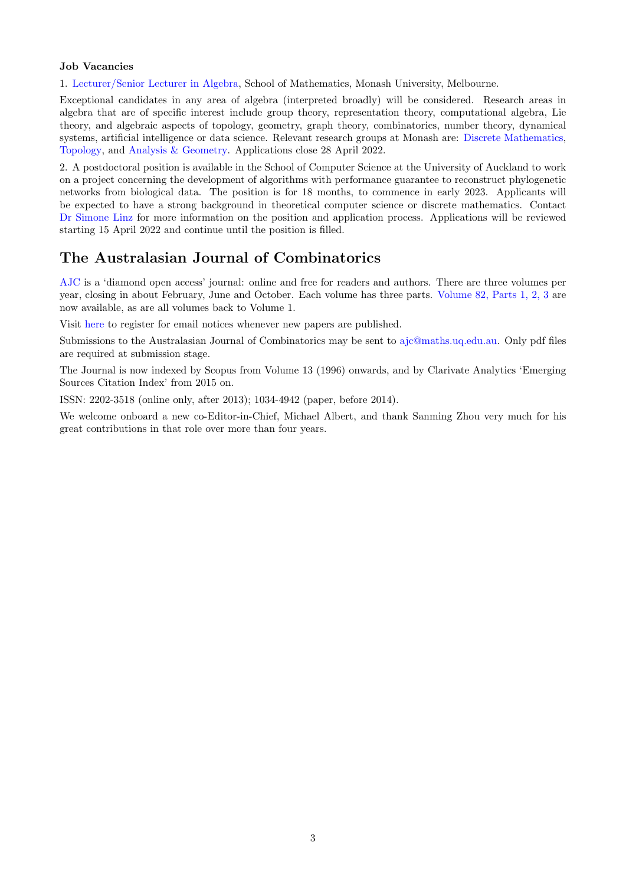**Job Vacancies**

1. Lecturer/Senior Lecturer in Algebra, School of Mathematics, Monash University, Melbourne.

Exceptional candidates in any area of algebra (interpreted broadly) will be considered. Research areas in algebra that are of specific interest include group theory, representation theory, computational algebra, Lie theory, and algebraic aspects of topology, geometry, graph theory, combinatorics, number theory, dynamical systems, artificial intelligence or data science. Relevant research groups at Monash are: Discrete Mathematics, Topology, and Analysis & Geometry. Applications close 28 April 2022.

2. A postdoctoral position is available in the School of Computer Science at the University of Auckland to work on a project concerning the development of algorithms with performance guarantee to reconstruct phylogenetic networks from biological data. The position is for 18 months, to commence in early 2023. Applicants will be expected to have a strong background in theoretical computer science or discrete mathematics. Contact Dr Simone Linz for more information on the position and application process. Applications will be reviewed starting 15 April 2022 and continue until the position is filled.

## The Australasian Journal of Combinatorics

AJC is a 'diamond open access' journal: online and free for readers and authors. There are three volumes per year, closing in about February, June and October. Each volume has three parts. Volume 82, Parts 1, 2, 3 are now available, as are all volumes back to Volume 1.

Visit here to register for email notices whenever new papers are published.

Submissions to the Australasian Journal of Combinatorics may be sent to ajc@maths.uq.edu.au. Only pdf files are required at submission stage.

The Journal is now indexed by Scopus from Volume 13 (1996) onwards, and by Clarivate Analytics 'Emerging Sources Citation Index' from 2015 on.

ISSN: 2202-3518 (online only, after 2013); 1034-4942 (paper, before 2014).

We welcome onboard a new co-Editor-in-Chief, Michael Albert, and thank Sanming Zhou very much for his great contributions in that role over more than four years.